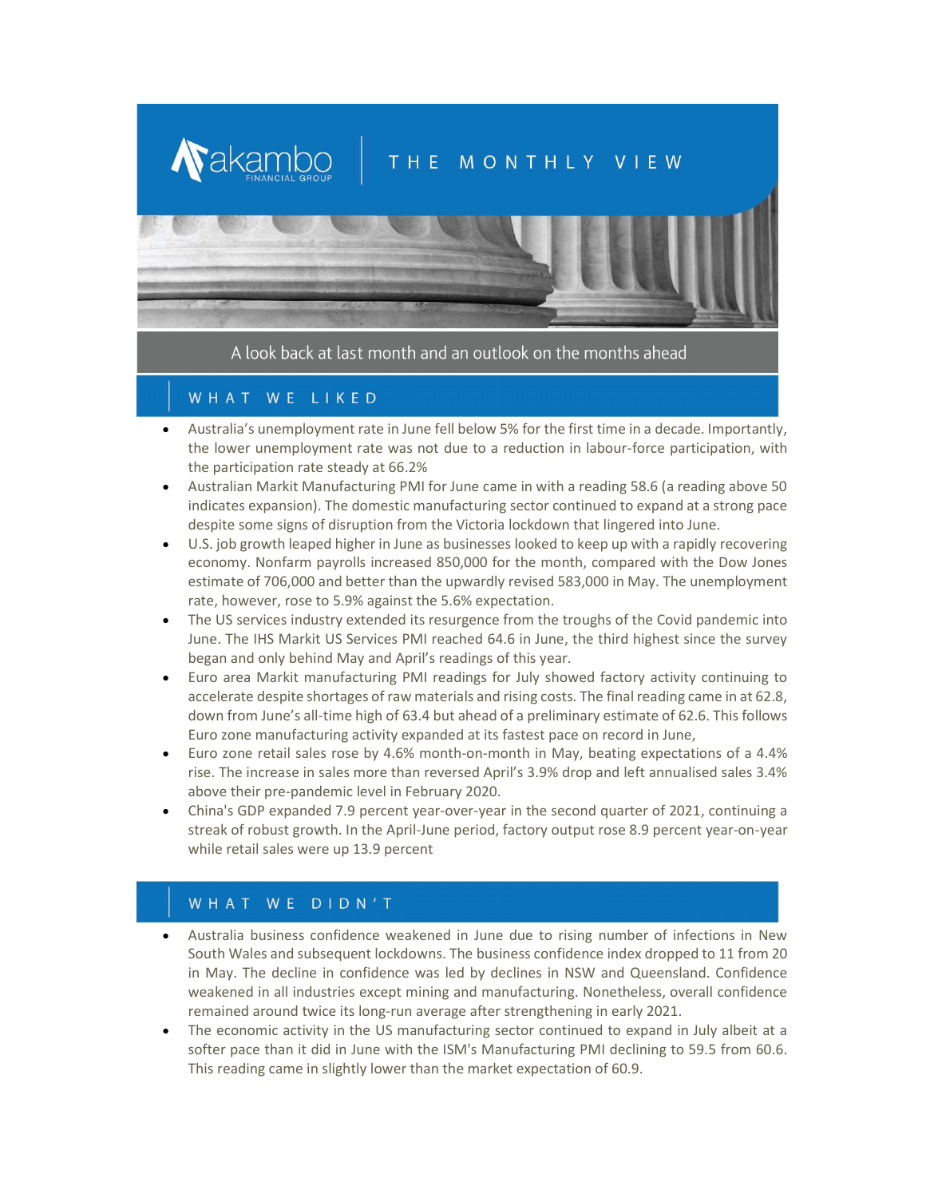akambo FINANCIAL GROUP | THE MONTHLY VIEW

A look back at last month and an outlook on the months ahead

## WHAT WE LIKED

- Australia's unemployment rate in June fell below 5% for the first time in a decade. Importantly, the lower unemployment rate was not due to a reduction in labour-force participation, with the participation rate steady at 66.2%
- Australian Markit Manufacturing PMI for June came in with a reading 58.6 (a reading above 50 indicates expansion). The domestic manufacturing sector continued to expand at a strong pace despite some signs of disruption from the Victoria lockdown that lingered into June.
- U.S. job growth leaped higher in June as businesses looked to keep up with a rapidly recovering economy. Nonfarm payrolls increased 850,000 for the month, compared with the Dow Jones estimate of 706,000 and better than the upwardly revised 583,000 in May. The unemployment rate, however, rose to 5.9% against the 5.6% expectation.
- The US services industry extended its resurgence from the troughs of the Covid pandemic into June. The IHS Markit US Services PMI reached 64.6 in June, the third highest since the survey began and only behind May and April's readings of this year.
- Euro area Markit manufacturing PMI readings for July showed factory activity continuing to accelerate despite shortages of raw materials and rising costs. The final reading came in at 62.8, down from June's all-time high of 63.4 but ahead of a preliminary estimate of 62.6. This follows Euro zone manufacturing activity expanded at its fastest pace on record in June,
- Euro zone retail sales rose by 4.6% month-on-month in May, beating expectations of a 4.4% rise. The increase in sales more than reversed April's 3.9% drop and left annualised sales 3.4% above their pre-pandemic level in February 2020.
- China's GDP expanded 7.9 percent year-over-year in the second quarter of 2021, continuing a streak of robust growth. In the April-June period, factory output rose 8.9 percent year-on-year while retail sales were up 13.9 percent

## WHAT WE DIDN'T

- Australia business confidence weakened in June due to rising number of infections in New South Wales and subsequent lockdowns. The business confidence index dropped to 11 from 20 in May. The decline in confidence was led by declines in NSW and Queensland. Confidence weakened in all industries except mining and manufacturing. Nonetheless, overall confidence remained around twice its long-run average after strengthening in early 2021.
- The economic activity in the US manufacturing sector continued to expand in July albeit at a softer pace than it did in June with the ISM's Manufacturing PMI declining to 59.5 from 60.6. This reading came in slightly lower than the market expectation of 60.9.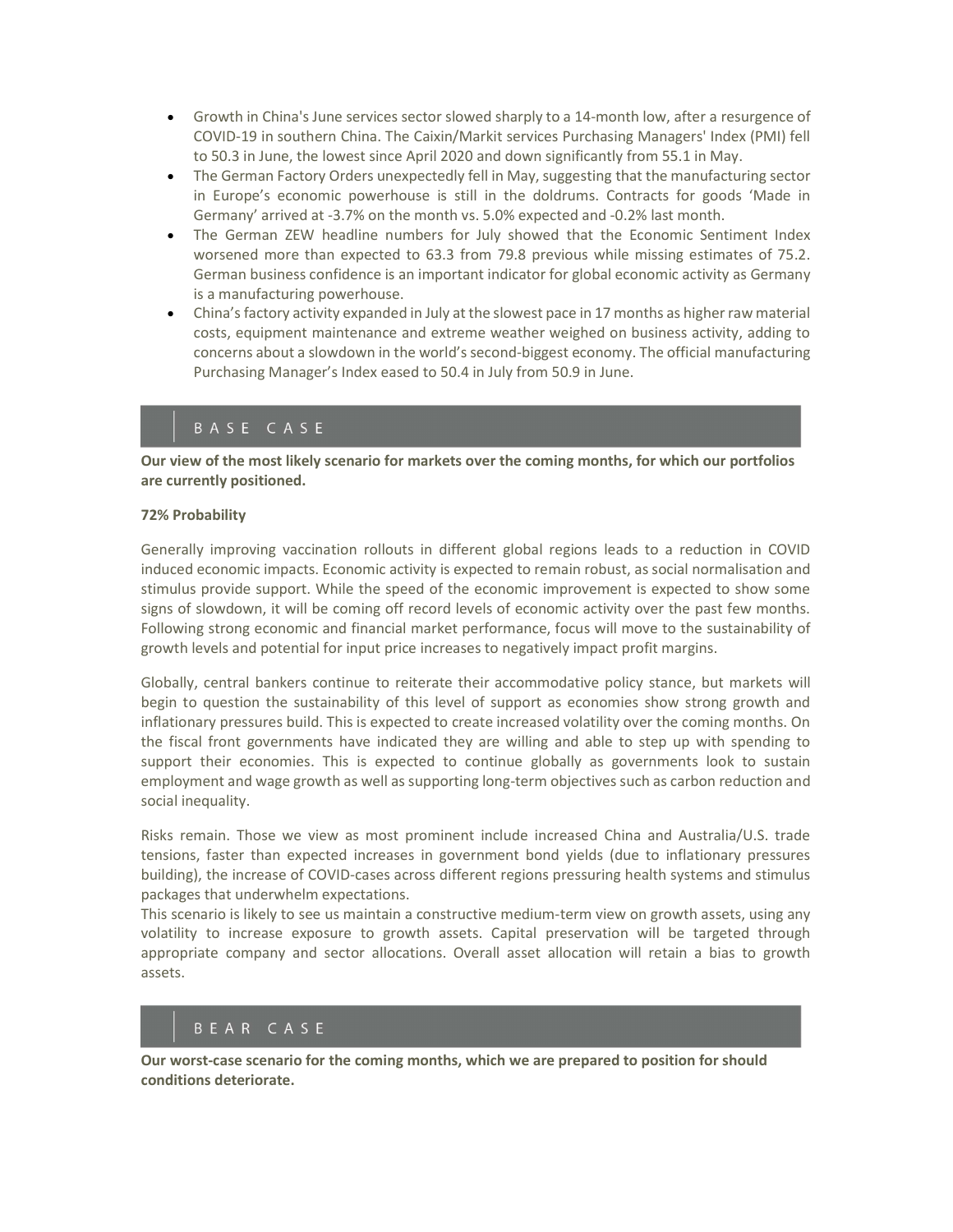- Growth in China's June services sector slowed sharply to a 14-month low, after a resurgence of COVID-19 in southern China. The Caixin/Markit services Purchasing Managers' Index (PMI) fell to 50.3 in June, the lowest since April 2020 and down significantly from 55.1 in May.
- The German Factory Orders unexpectedly fell in May, suggesting that the manufacturing sector in Europe's economic powerhouse is still in the doldrums. Contracts for goods 'Made in Germany' arrived at -3.7% on the month vs. 5.0% expected and -0.2% last month.
- The German ZEW headline numbers for July showed that the Economic Sentiment Index worsened more than expected to 63.3 from 79.8 previous while missing estimates of 75.2. German business confidence is an important indicator for global economic activity as Germany is a manufacturing powerhouse.
- China's factory activity expanded in July at the slowest pace in 17 months as higher raw material costs, equipment maintenance and extreme weather weighed on business activity, adding to concerns about a slowdown in the world's second-biggest economy. The official manufacturing Purchasing Manager's Index eased to 50.4 in July from 50.9 in June.

## BASE CASE

**Our view of the most likely scenario for markets over the coming months, for which our portfolios are currently positioned.**

**72% Probability**

Generally improving vaccination rollouts in different global regions leads to a reduction in COVID induced economic impacts. Economic activity is expected to remain robust, as social normalisation and stimulus provide support. While the speed of the economic improvement is expected to show some signs of slowdown, it will be coming off record levels of economic activity over the past few months. Following strong economic and financial market performance, focus will move to the sustainability of growth levels and potential for input price increases to negatively impact profit margins.

Globally, central bankers continue to reiterate their accommodative policy stance, but markets will begin to question the sustainability of this level of support as economies show strong growth and inflationary pressures build. This is expected to create increased volatility over the coming months. On the fiscal front governments have indicated they are willing and able to step up with spending to support their economies. This is expected to continue globally as governments look to sustain employment and wage growth as well as supporting long-term objectives such as carbon reduction and social inequality.

Risks remain. Those we view as most prominent include increased China and Australia/U.S. trade tensions, faster than expected increases in government bond yields (due to inflationary pressures building), the increase of COVID-cases across different regions pressuring health systems and stimulus packages that underwhelm expectations.
This scenario is likely to see us maintain a constructive medium-term view on growth assets, using any volatility to increase exposure to growth assets. Capital preservation will be targeted through appropriate company and sector allocations. Overall asset allocation will retain a bias to growth assets.

## BEAR CASE

**Our worst-case scenario for the coming months, which we are prepared to position for should conditions deteriorate.**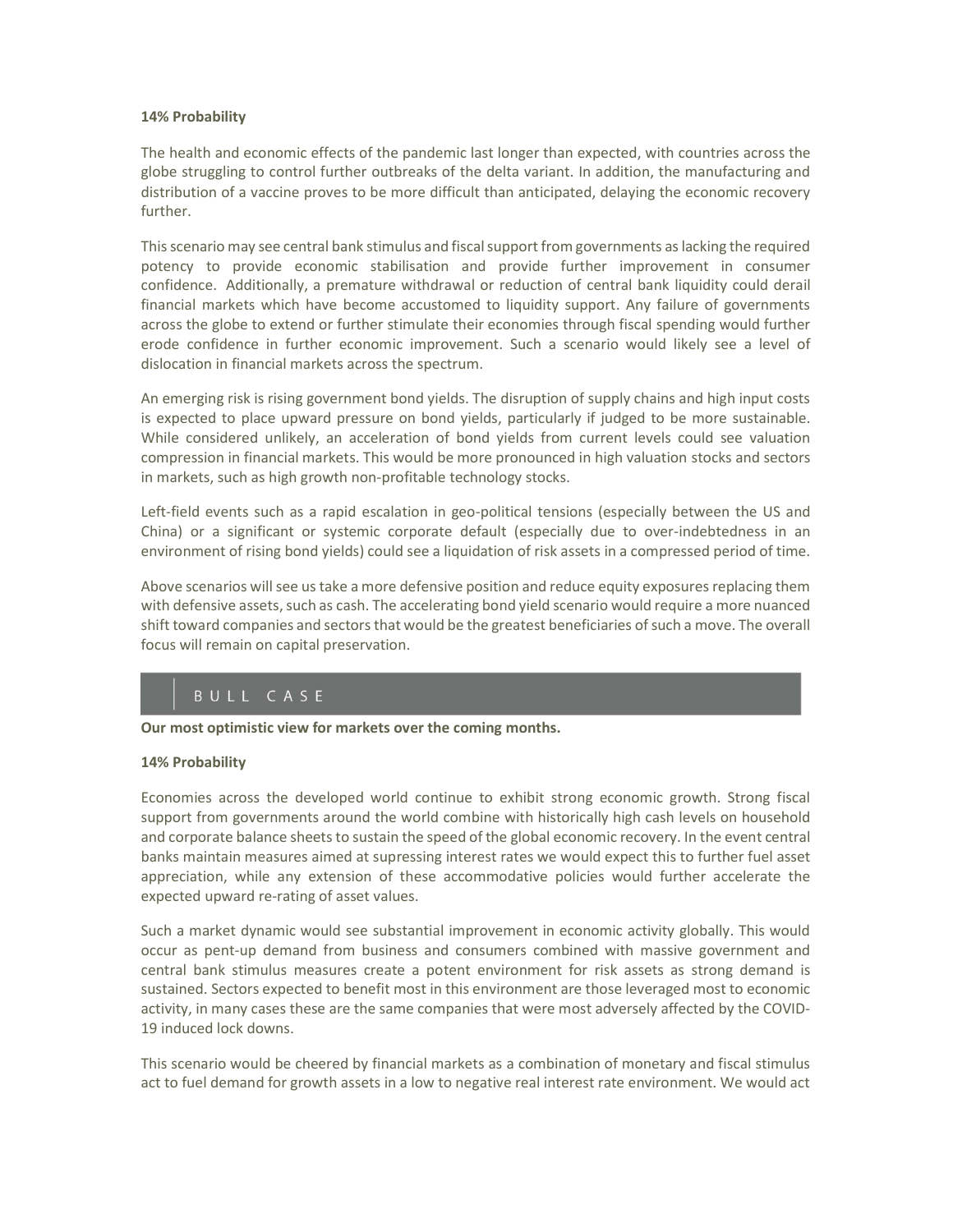**14% Probability**

The health and economic effects of the pandemic last longer than expected, with countries across the globe struggling to control further outbreaks of the delta variant. In addition, the manufacturing and distribution of a vaccine proves to be more difficult than anticipated, delaying the economic recovery further.

This scenario may see central bank stimulus and fiscal support from governments as lacking the required potency to provide economic stabilisation and provide further improvement in consumer confidence. Additionally, a premature withdrawal or reduction of central bank liquidity could derail financial markets which have become accustomed to liquidity support. Any failure of governments across the globe to extend or further stimulate their economies through fiscal spending would further erode confidence in further economic improvement. Such a scenario would likely see a level of dislocation in financial markets across the spectrum.

An emerging risk is rising government bond yields. The disruption of supply chains and high input costs is expected to place upward pressure on bond yields, particularly if judged to be more sustainable. While considered unlikely, an acceleration of bond yields from current levels could see valuation compression in financial markets. This would be more pronounced in high valuation stocks and sectors in markets, such as high growth non-profitable technology stocks.

Left-field events such as a rapid escalation in geo-political tensions (especially between the US and China) or a significant or systemic corporate default (especially due to over-indebtedness in an environment of rising bond yields) could see a liquidation of risk assets in a compressed period of time.

Above scenarios will see us take a more defensive position and reduce equity exposures replacing them with defensive assets, such as cash. The accelerating bond yield scenario would require a more nuanced shift toward companies and sectors that would be the greatest beneficiaries of such a move. The overall focus will remain on capital preservation.

## BULL CASE

**Our most optimistic view for markets over the coming months.**

**14% Probability**

Economies across the developed world continue to exhibit strong economic growth. Strong fiscal support from governments around the world combine with historically high cash levels on household and corporate balance sheets to sustain the speed of the global economic recovery. In the event central banks maintain measures aimed at supressing interest rates we would expect this to further fuel asset appreciation, while any extension of these accommodative policies would further accelerate the expected upward re-rating of asset values.

Such a market dynamic would see substantial improvement in economic activity globally. This would occur as pent-up demand from business and consumers combined with massive government and central bank stimulus measures create a potent environment for risk assets as strong demand is sustained. Sectors expected to benefit most in this environment are those leveraged most to economic activity, in many cases these are the same companies that were most adversely affected by the COVID-19 induced lock downs.

This scenario would be cheered by financial markets as a combination of monetary and fiscal stimulus act to fuel demand for growth assets in a low to negative real interest rate environment. We would act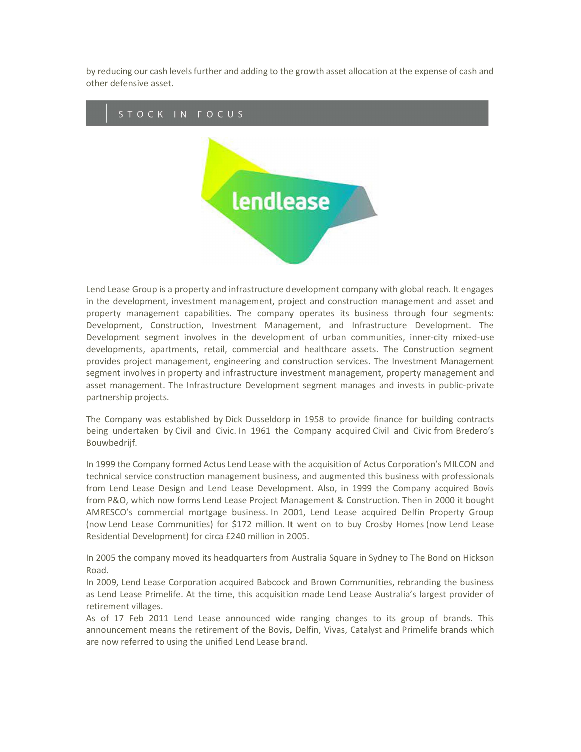by reducing our cash levels further and adding to the growth asset allocation at the expense of cash and other defensive asset.

## STOCK IN FOCUS

Lend Lease Group is a property and infrastructure development company with global reach. It engages in the development, investment management, project and construction management and asset and property management capabilities. The company operates its business through four segments: Development, Construction, Investment Management, and Infrastructure Development. The Development segment involves in the development of urban communities, inner-city mixed-use developments, apartments, retail, commercial and healthcare assets. The Construction segment provides project management, engineering and construction services. The Investment Management segment involves in property and infrastructure investment management, property management and asset management. The Infrastructure Development segment manages and invests in public-private partnership projects.

The Company was established by Dick Dusseldorp in 1958 to provide finance for building contracts being undertaken by Civil and Civic. In 1961 the Company acquired Civil and Civic from Bredero's Bouwbedrijf.

In 1999 the Company formed Actus Lend Lease with the acquisition of Actus Corporation's MILCON and technical service construction management business, and augmented this business with professionals from Lend Lease Design and Lend Lease Development. Also, in 1999 the Company acquired Bovis from P&O, which now forms Lend Lease Project Management & Construction. Then in 2000 it bought AMRESCO's commercial mortgage business. In 2001, Lend Lease acquired Delfin Property Group (now Lend Lease Communities) for $172 million. It went on to buy Crosby Homes (now Lend Lease Residential Development) for circa £240 million in 2005.

In 2005 the company moved its headquarters from Australia Square in Sydney to The Bond on Hickson Road.

In 2009, Lend Lease Corporation acquired Babcock and Brown Communities, rebranding the business as Lend Lease Primelife. At the time, this acquisition made Lend Lease Australia's largest provider of retirement villages.

As of 17 Feb 2011 Lend Lease announced wide ranging changes to its group of brands. This announcement means the retirement of the Bovis, Delfin, Vivas, Catalyst and Primelife brands which are now referred to using the unified Lend Lease brand.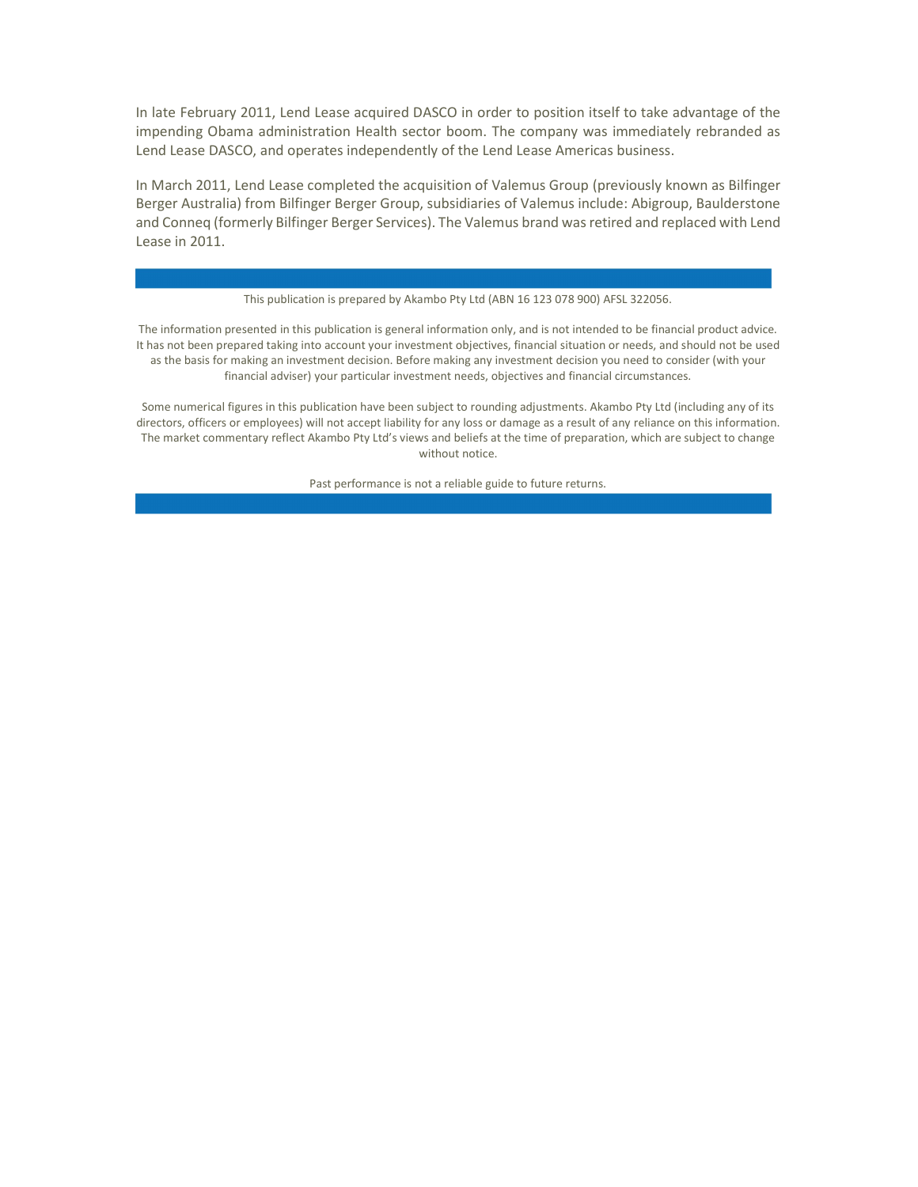In late February 2011, Lend Lease acquired DASCO in order to position itself to take advantage of the impending Obama administration Health sector boom. The company was immediately rebranded as Lend Lease DASCO, and operates independently of the Lend Lease Americas business.

In March 2011, Lend Lease completed the acquisition of Valemus Group (previously known as Bilfinger Berger Australia) from Bilfinger Berger Group, subsidiaries of Valemus include: Abigroup, Baulderstone and Conneq (formerly Bilfinger Berger Services). The Valemus brand was retired and replaced with Lend Lease in 2011.

---

This publication is prepared by Akambo Pty Ltd (ABN 16 123 078 900) AFSL 322056.

The information presented in this publication is general information only, and is not intended to be financial product advice. It has not been prepared taking into account your investment objectives, financial situation or needs, and should not be used as the basis for making an investment decision. Before making any investment decision you need to consider (with your financial adviser) your particular investment needs, objectives and financial circumstances.

Some numerical figures in this publication have been subject to rounding adjustments. Akambo Pty Ltd (including any of its directors, officers or employees) will not accept liability for any loss or damage as a result of any reliance on this information. The market commentary reflect Akambo Pty Ltd's views and beliefs at the time of preparation, which are subject to change without notice.

Past performance is not a reliable guide to future returns.

---